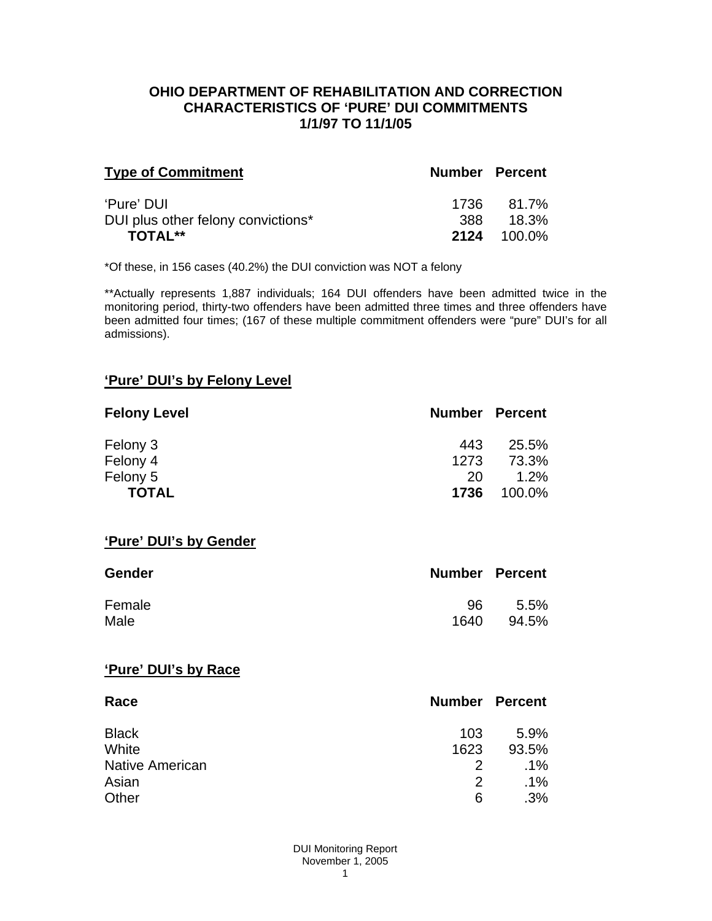# OHIO DEPARTMENT OF REHABILITATION AND CORRECTION
# CHARACTERISTICS OF 'PURE' DUI COMMITMENTS
# 1/1/97 TO 11/1/05

| Type of Commitment | Number | Percent |
|---|---|---|
| 'Pure' DUI | 1736 | 81.7% |
| DUI plus other felony convictions* | 388 | 18.3% |
| **TOTAL**** | **2124** | 100.0% |

*Of these, in 156 cases (40.2%) the DUI conviction was NOT a felony

**Actually represents 1,887 individuals; 164 DUI offenders have been admitted twice in the monitoring period, thirty-two offenders have been admitted three times and three offenders have been admitted four times; (167 of these multiple commitment offenders were "pure" DUI's for all admissions).

## 'Pure' DUI's by Felony Level

| Felony Level | Number | Percent |
|---|---|---|
| Felony 3 | 443 | 25.5% |
| Felony 4 | 1273 | 73.3% |
| Felony 5 | 20 | 1.2% |
| **TOTAL** | **1736** | 100.0% |

## 'Pure' DUI's by Gender

| Gender | Number | Percent |
|---|---|---|
| Female | 96 | 5.5% |
| Male | 1640 | 94.5% |

## 'Pure' DUI's by Race

| Race | Number | Percent |
|---|---|---|
| Black | 103 | 5.9% |
| White | 1623 | 93.5% |
| Native American | 2 | .1% |
| Asian | 2 | .1% |
| Other | 6 | .3% |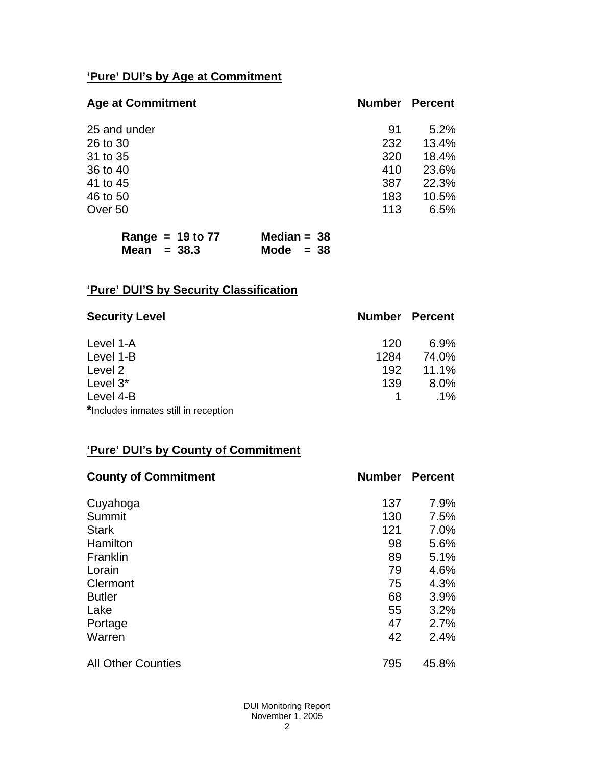## 'Pure' DUI's by Age at Commitment

| Age at Commitment | Number | Percent |
|---|---|---|
| 25 and under | 91 | 5.2% |
| 26 to 30 | 232 | 13.4% |
| 31 to 35 | 320 | 18.4% |
| 36 to 40 | 410 | 23.6% |
| 41 to 45 | 387 | 22.3% |
| 46 to 50 | 183 | 10.5% |
| Over 50 | 113 | 6.5% |

**Range = 19 to 77** **Median = 38**
**Mean = 38.3** **Mode = 38**

## 'Pure' DUI'S by Security Classification

| Security Level | Number | Percent |
|---|---|---|
| Level 1-A | 120 | 6.9% |
| Level 1-B | 1284 | 74.0% |
| Level 2 | 192 | 11.1% |
| Level 3* | 139 | 8.0% |
| Level 4-B | 1 | .1% |

**\***Includes inmates still in reception

## 'Pure' DUI's by County of Commitment

| County of Commitment | Number | Percent |
|---|---|---|
| Cuyahoga | 137 | 7.9% |
| Summit | 130 | 7.5% |
| Stark | 121 | 7.0% |
| Hamilton | 98 | 5.6% |
| Franklin | 89 | 5.1% |
| Lorain | 79 | 4.6% |
| Clermont | 75 | 4.3% |
| Butler | 68 | 3.9% |
| Lake | 55 | 3.2% |
| Portage | 47 | 2.7% |
| Warren | 42 | 2.4% |
| All Other Counties | 795 | 45.8% |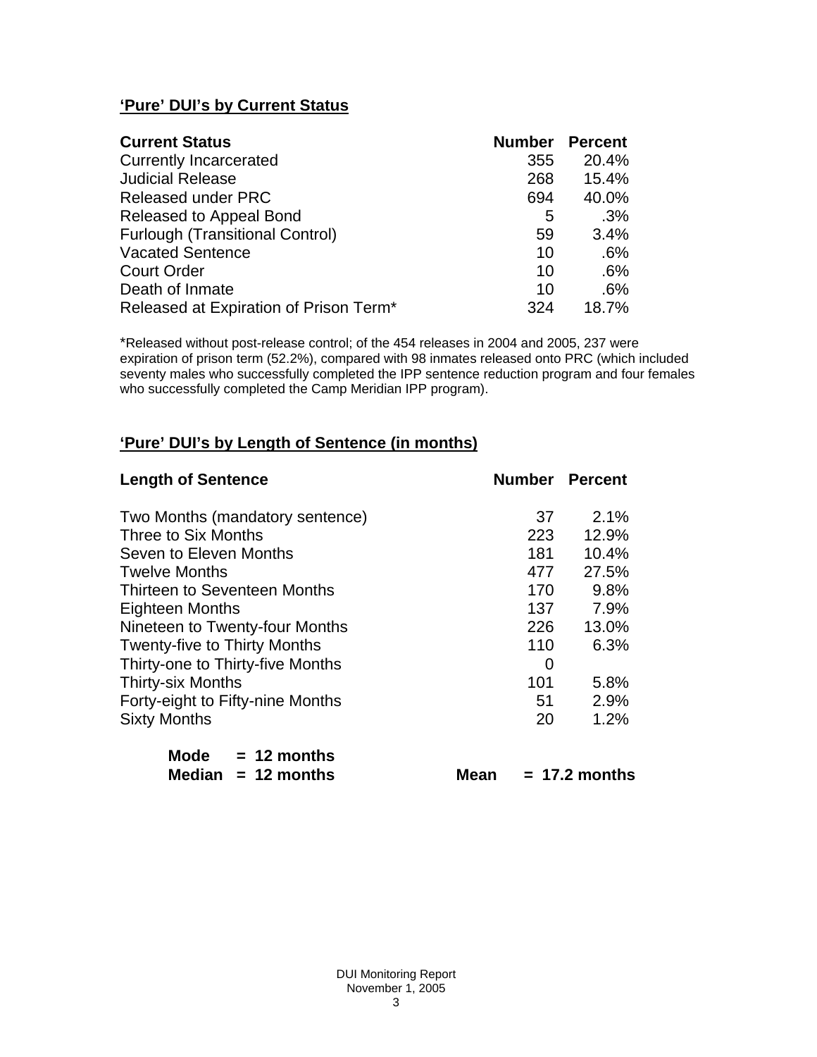## 'Pure' DUI's by Current Status

| Current Status | Number | Percent |
|---|---|---|
| Currently Incarcerated | 355 | 20.4% |
| Judicial Release | 268 | 15.4% |
| Released under PRC | 694 | 40.0% |
| Released to Appeal Bond | 5 | .3% |
| Furlough (Transitional Control) | 59 | 3.4% |
| Vacated Sentence | 10 | .6% |
| Court Order | 10 | .6% |
| Death of Inmate | 10 | .6% |
| Released at Expiration of Prison Term* | 324 | 18.7% |

*Released without post-release control; of the 454 releases in 2004 and 2005, 237 were expiration of prison term (52.2%), compared with 98 inmates released onto PRC (which included seventy males who successfully completed the IPP sentence reduction program and four females who successfully completed the Camp Meridian IPP program).

## 'Pure' DUI's by Length of Sentence (in months)

| Length of Sentence | Number | Percent |
|---|---|---|
| Two Months (mandatory sentence) | 37 | 2.1% |
| Three to Six Months | 223 | 12.9% |
| Seven to Eleven Months | 181 | 10.4% |
| Twelve Months | 477 | 27.5% |
| Thirteen to Seventeen Months | 170 | 9.8% |
| Eighteen Months | 137 | 7.9% |
| Nineteen to Twenty-four Months | 226 | 13.0% |
| Twenty-five to Thirty Months | 110 | 6.3% |
| Thirty-one to Thirty-five Months | 0 | |
| Thirty-six Months | 101 | 5.8% |
| Forty-eight to Fifty-nine Months | 51 | 2.9% |
| Sixty Months | 20 | 1.2% |

**Mode = 12 months**
**Median = 12 months** **Mean = 17.2 months**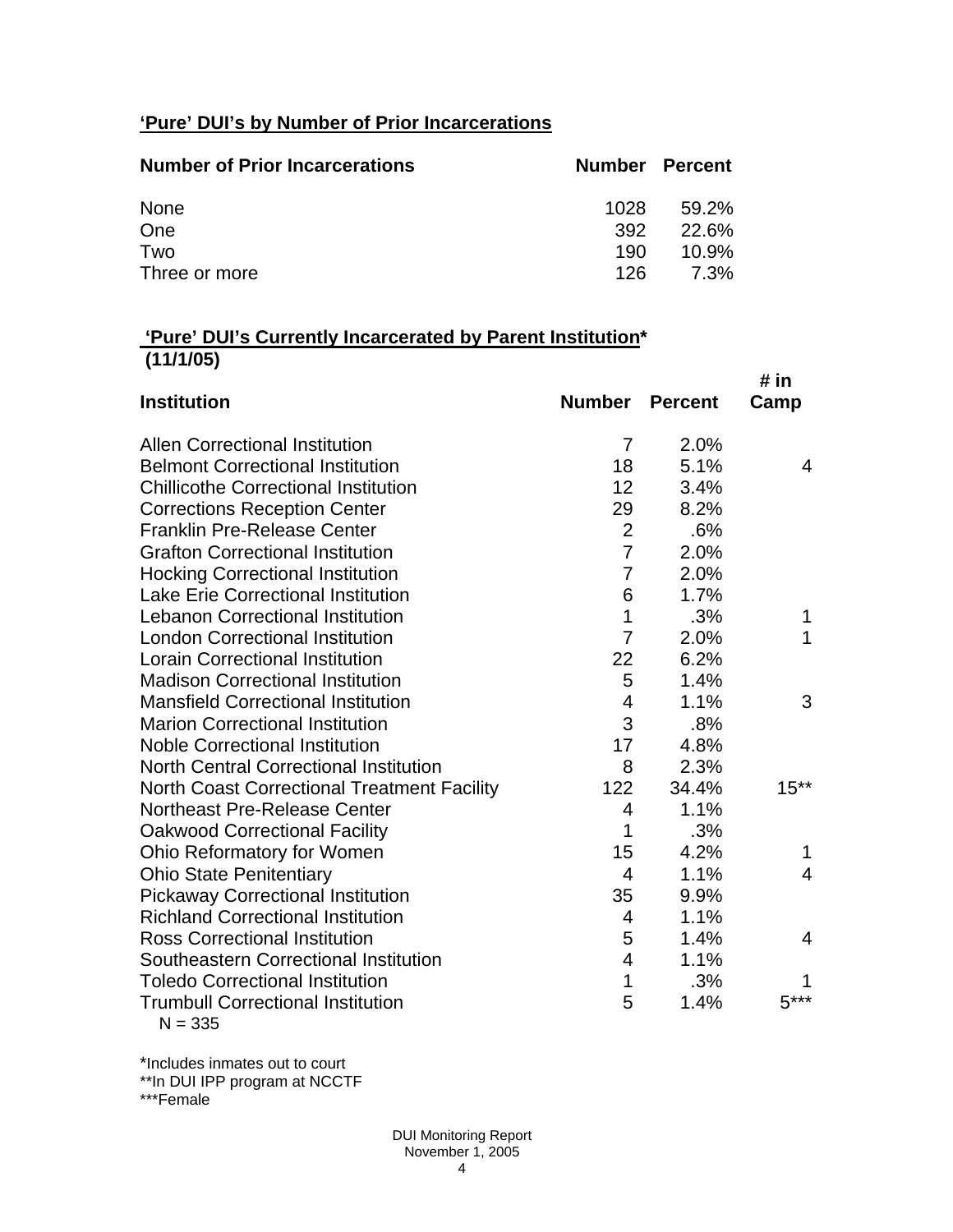## ‘Pure’ DUI’s by Number of Prior Incarcerations

| Number of Prior Incarcerations | Number | Percent |
|---|---|---|
| None | 1028 | 59.2% |
| One | 392 | 22.6% |
| Two | 190 | 10.9% |
| Three or more | 126 | 7.3% |

## ‘Pure’ DUI’s Currently Incarcerated by Parent Institution* (11/1/05)

| Institution | Number | Percent | # in Camp |
|---|---|---|---|
| Allen Correctional Institution | 7 | 2.0% | |
| Belmont Correctional Institution | 18 | 5.1% | 4 |
| Chillicothe Correctional Institution | 12 | 3.4% | |
| Corrections Reception Center | 29 | 8.2% | |
| Franklin Pre-Release Center | 2 | .6% | |
| Grafton Correctional Institution | 7 | 2.0% | |
| Hocking Correctional Institution | 7 | 2.0% | |
| Lake Erie Correctional Institution | 6 | 1.7% | |
| Lebanon Correctional Institution | 1 | .3% | 1 |
| London Correctional Institution | 7 | 2.0% | 1 |
| Lorain Correctional Institution | 22 | 6.2% | |
| Madison Correctional Institution | 5 | 1.4% | |
| Mansfield Correctional Institution | 4 | 1.1% | 3 |
| Marion Correctional Institution | 3 | .8% | |
| Noble Correctional Institution | 17 | 4.8% | |
| North Central Correctional Institution | 8 | 2.3% | |
| North Coast Correctional Treatment Facility | 122 | 34.4% | 15** |
| Northeast Pre-Release Center | 4 | 1.1% | |
| Oakwood Correctional Facility | 1 | .3% | |
| Ohio Reformatory for Women | 15 | 4.2% | 1 |
| Ohio State Penitentiary | 4 | 1.1% | 4 |
| Pickaway Correctional Institution | 35 | 9.9% | |
| Richland Correctional Institution | 4 | 1.1% | |
| Ross Correctional Institution | 5 | 1.4% | 4 |
| Southeastern Correctional Institution | 4 | 1.1% | |
| Toledo Correctional Institution | 1 | .3% | 1 |
| Trumbull Correctional Institution | 5 | 1.4% | 5*** |

N = 335

*Includes inmates out to court
**In DUI IPP program at NCCTF
***Female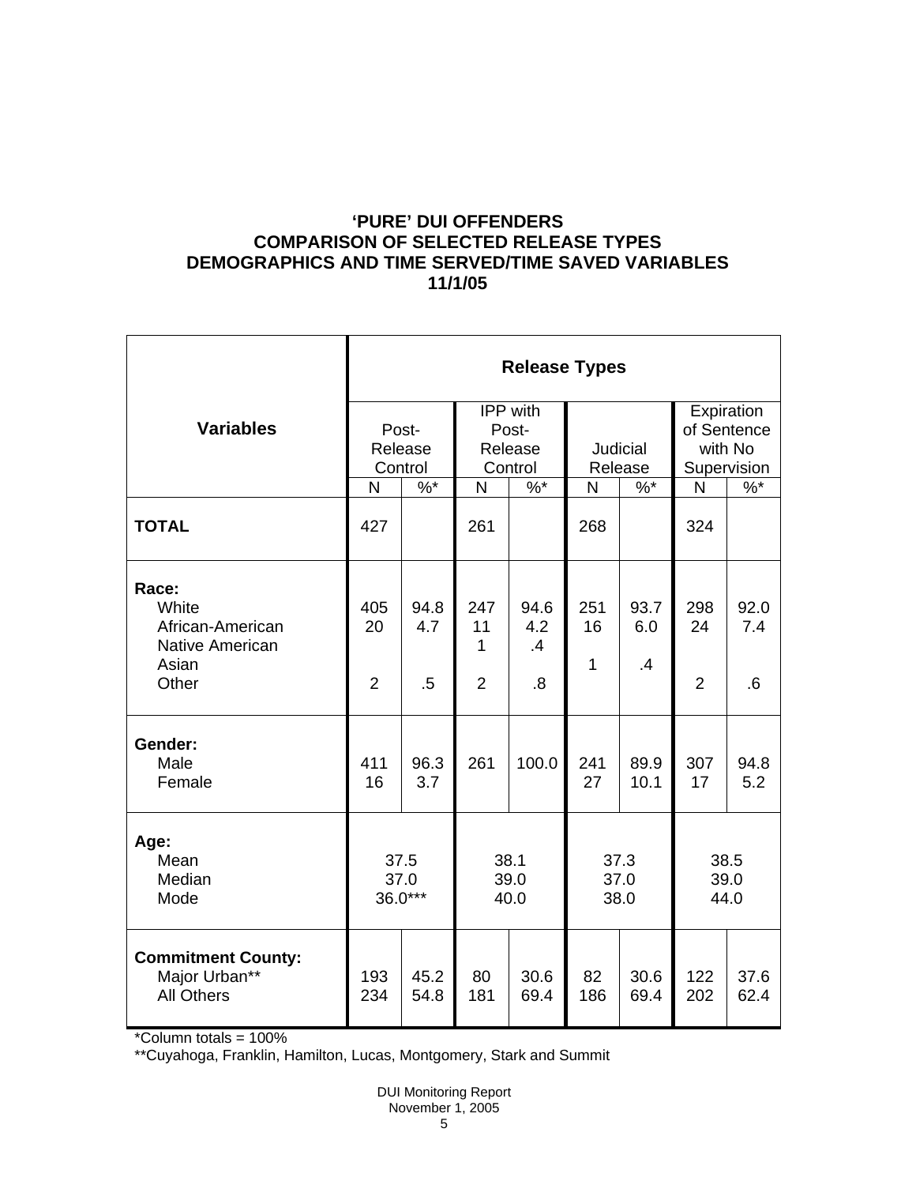**'PURE' DUI OFFENDERS**
**COMPARISON OF SELECTED RELEASE TYPES**
**DEMOGRAPHICS AND TIME SERVED/TIME SAVED VARIABLES**
**11/1/05**

| Variables | Release Types | | | | | | | |
|---|---|---|---|---|---|---|---|---|
| | Post-Release Control | | IPP with Post-Release Control | | Judicial Release | | Expiration of Sentence with No Supervision | |
| | N | %* | N | %* | N | %* | N | %* |
| **TOTAL** | 427 | | 261 | | 268 | | 324 | |
| **Race:** | | | | | | | | |
| White | 405 | 94.8 | 247 | 94.6 | 251 | 93.7 | 298 | 92.0 |
| African-American | 20 | 4.7 | 11 | 4.2 | 16 | 6.0 | 24 | 7.4 |
| Native American | | | 1 | .4 | | | | |
| Asian | | | | | 1 | .4 | | |
| Other | 2 | .5 | 2 | .8 | | | 2 | .6 |
| **Gender:** | | | | | | | | |
| Male | 411 | 96.3 | 261 | 100.0 | 241 | 89.9 | 307 | 94.8 |
| Female | 16 | 3.7 | | | 27 | 10.1 | 17 | 5.2 |
| **Age:** | | | | | | | | |
| Mean | 37.5 | | 38.1 | | 37.3 | | 38.5 | |
| Median | 37.0 | | 39.0 | | 37.0 | | 39.0 | |
| Mode | 36.0*** | | 40.0 | | 38.0 | | 44.0 | |
| **Commitment County:** | | | | | | | | |
| Major Urban** | 193 | 45.2 | 80 | 30.6 | 82 | 30.6 | 122 | 37.6 |
| All Others | 234 | 54.8 | 181 | 69.4 | 186 | 69.4 | 202 | 62.4 |

*Column totals = 100%

**Cuyahoga, Franklin, Hamilton, Lucas, Montgomery, Stark and Summit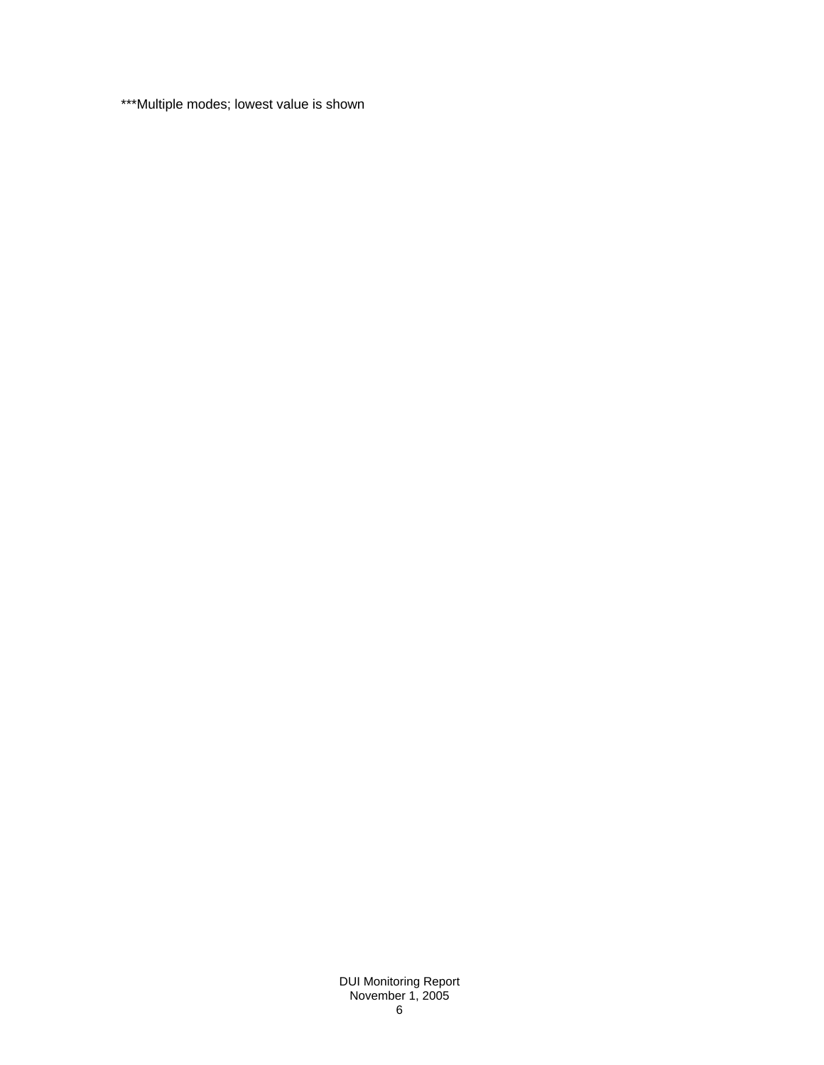***Multiple modes; lowest value is shown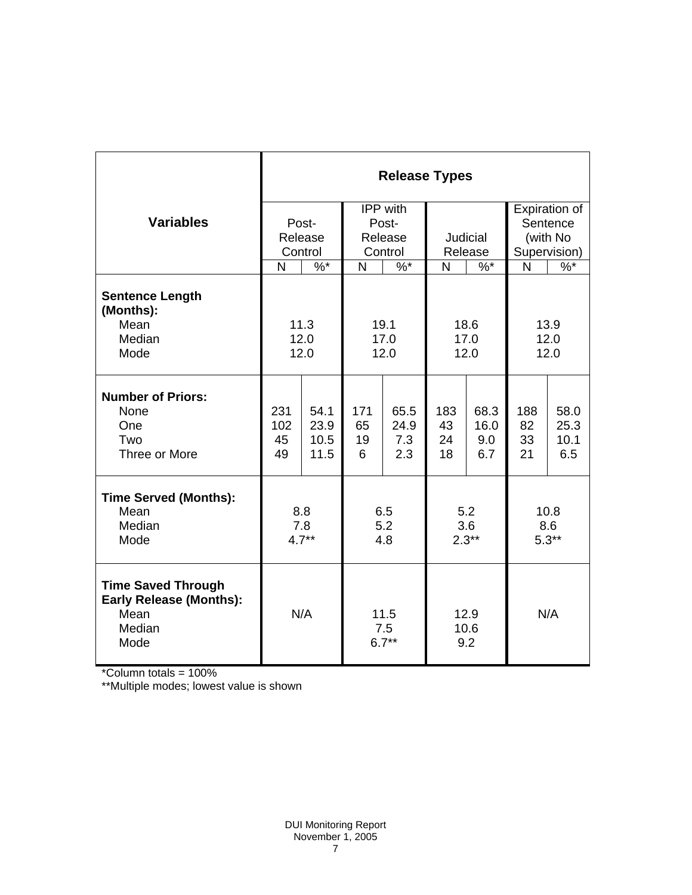| Variables | Release Types | | | | | | | |
|---|---|---|---|---|---|---|---|---|
| | Post-Release Control | | IPP with Post-Release Control | | Judicial Release | | Expiration of Sentence (with No Supervision) | |
| | N | %* | N | %* | N | %* | N | %* |
| **Sentence Length (Months):** | | | | | | | | |
| Mean | 11.3 | | 19.1 | | 18.6 | | 13.9 | |
| Median | 12.0 | | 17.0 | | 17.0 | | 12.0 | |
| Mode | 12.0 | | 12.0 | | 12.0 | | 12.0 | |
| **Number of Priors:** | | | | | | | | |
| None | 231 | 54.1 | 171 | 65.5 | 183 | 68.3 | 188 | 58.0 |
| One | 102 | 23.9 | 65 | 24.9 | 43 | 16.0 | 82 | 25.3 |
| Two | 45 | 10.5 | 19 | 7.3 | 24 | 9.0 | 33 | 10.1 |
| Three or More | 49 | 11.5 | 6 | 2.3 | 18 | 6.7 | 21 | 6.5 |
| **Time Served (Months):** | | | | | | | | |
| Mean | 8.8 | | 6.5 | | 5.2 | | 10.8 | |
| Median | 7.8 | | 5.2 | | 3.6 | | 8.6 | |
| Mode | 4.7** | | 4.8 | | 2.3** | | 5.3** | |
| **Time Saved Through Early Release (Months):** | | | | | | | | |
| Mean | N/A | | 11.5 | | 12.9 | | N/A | |
| Median | | | 7.5 | | 10.6 | | | |
| Mode | | | 6.7** | | 9.2 | | | |

*Column totals = 100%

**Multiple modes; lowest value is shown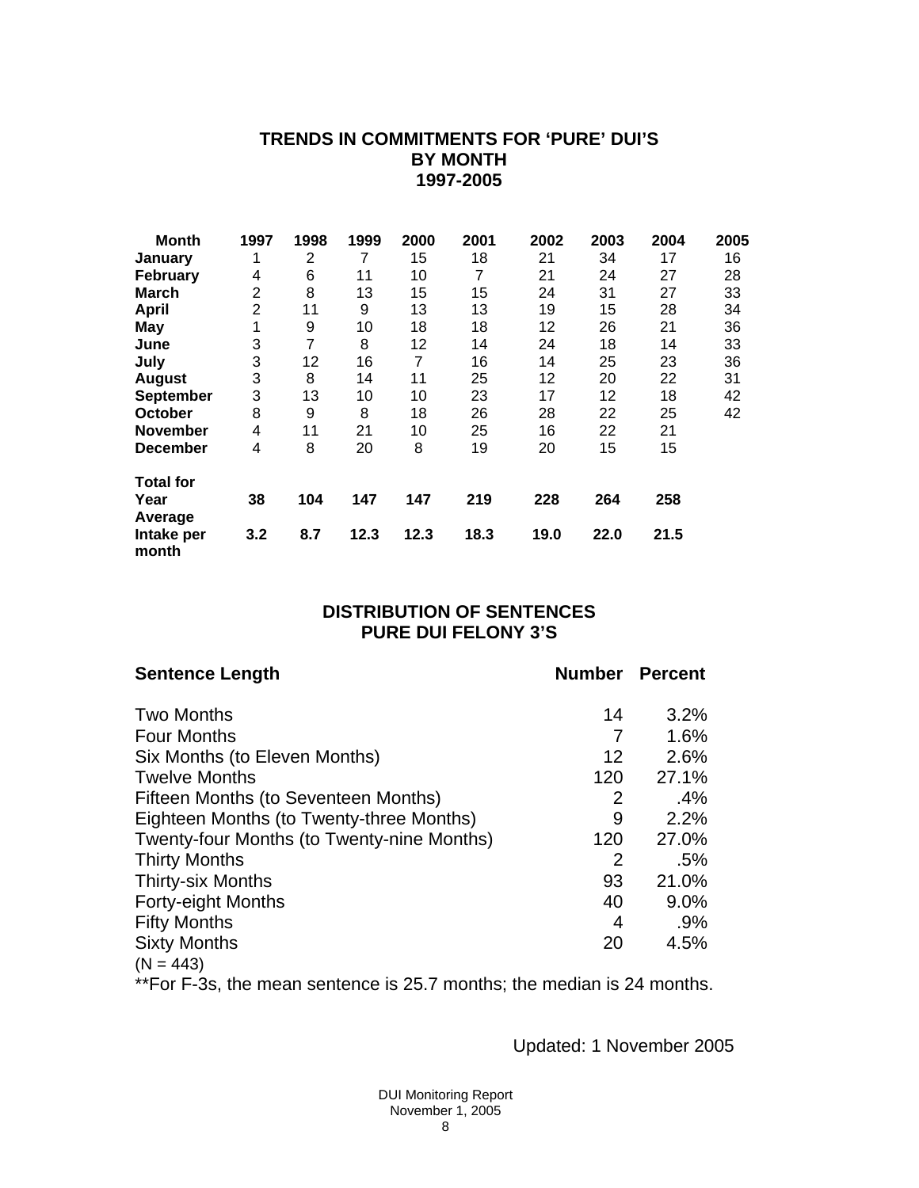## TRENDS IN COMMITMENTS FOR 'PURE' DUI'S
## BY MONTH
## 1997-2005

| Month | 1997 | 1998 | 1999 | 2000 | 2001 | 2002 | 2003 | 2004 | 2005 |
|---|---|---|---|---|---|---|---|---|---|
| **January** | 1 | 2 | 7 | 15 | 18 | 21 | 34 | 17 | 16 |
| **February** | 4 | 6 | 11 | 10 | 7 | 21 | 24 | 27 | 28 |
| **March** | 2 | 8 | 13 | 15 | 15 | 24 | 31 | 27 | 33 |
| **April** | 2 | 11 | 9 | 13 | 13 | 19 | 15 | 28 | 34 |
| **May** | 1 | 9 | 10 | 18 | 18 | 12 | 26 | 21 | 36 |
| **June** | 3 | 7 | 8 | 12 | 14 | 24 | 18 | 14 | 33 |
| **July** | 3 | 12 | 16 | 7 | 16 | 14 | 25 | 23 | 36 |
| **August** | 3 | 8 | 14 | 11 | 25 | 12 | 20 | 22 | 31 |
| **September** | 3 | 13 | 10 | 10 | 23 | 17 | 12 | 18 | 42 |
| **October** | 8 | 9 | 8 | 18 | 26 | 28 | 22 | 25 | 42 |
| **November** | 4 | 11 | 21 | 10 | 25 | 16 | 22 | 21 | |
| **December** | 4 | 8 | 20 | 8 | 19 | 20 | 15 | 15 | |
| **Total for Year** | **38** | **104** | **147** | **147** | **219** | **228** | **264** | **258** | |
| **Average Intake per month** | **3.2** | **8.7** | **12.3** | **12.3** | **18.3** | **19.0** | **22.0** | **21.5** | |

## DISTRIBUTION OF SENTENCES
## PURE DUI FELONY 3'S

| Sentence Length | Number | Percent |
|---|---|---|
| Two Months | 14 | 3.2% |
| Four Months | 7 | 1.6% |
| Six Months (to Eleven Months) | 12 | 2.6% |
| Twelve Months | 120 | 27.1% |
| Fifteen Months (to Seventeen Months) | 2 | .4% |
| Eighteen Months (to Twenty-three Months) | 9 | 2.2% |
| Twenty-four Months (to Twenty-nine Months) | 120 | 27.0% |
| Thirty Months | 2 | .5% |
| Thirty-six Months | 93 | 21.0% |
| Forty-eight Months | 40 | 9.0% |
| Fifty Months | 4 | .9% |
| Sixty Months | 20 | 4.5% |

(N = 443)

**For F-3s, the mean sentence is 25.7 months; the median is 24 months.

Updated: 1 November 2005